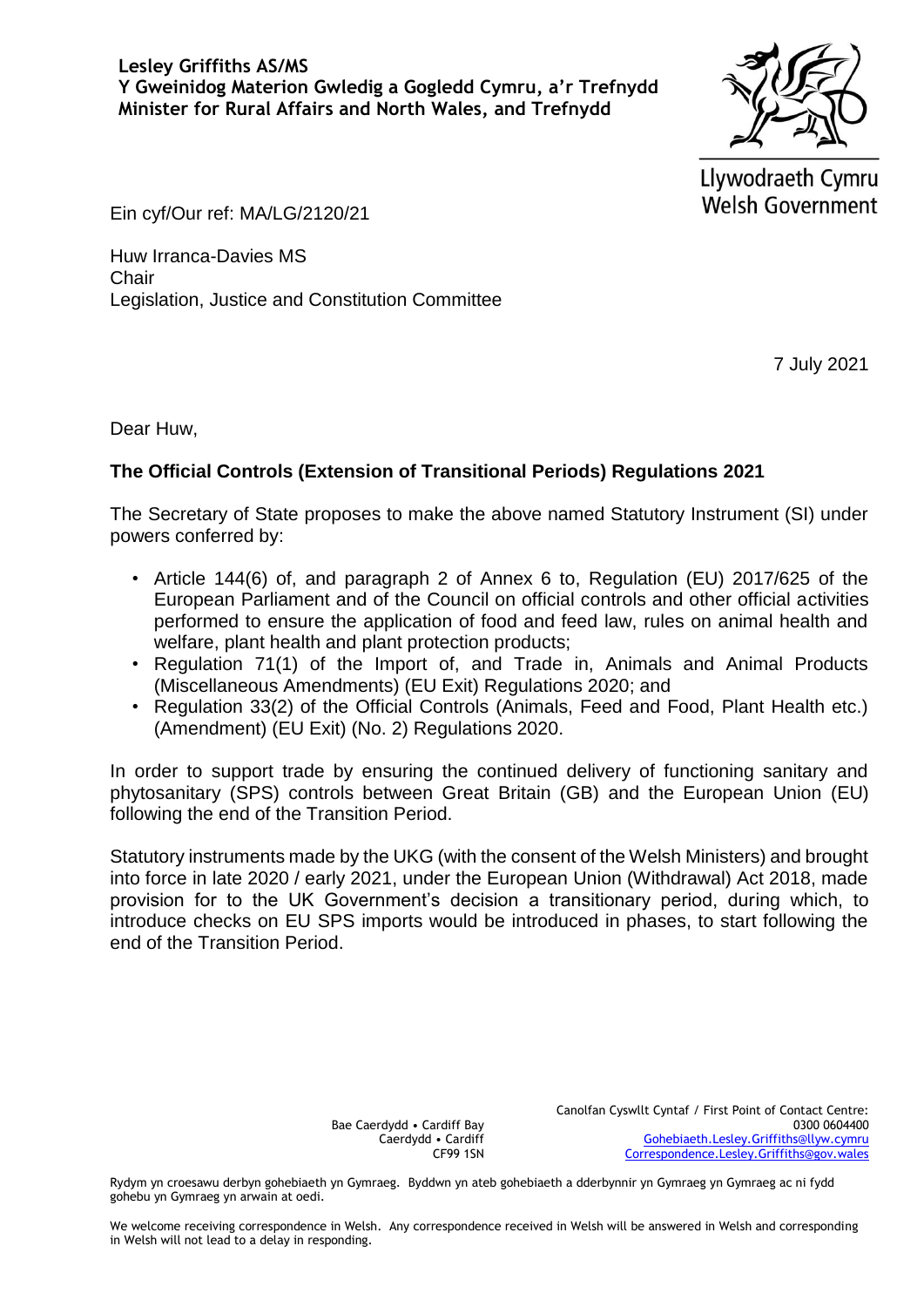**Lesley Griffiths AS/MS**
**Y Gweinidog Materion Gwledig a Gogledd Cymru, a'r Trefnydd**
**Minister for Rural Affairs and North Wales, and Trefnydd**

Llywodraeth Cymru
Welsh Government

Ein cyf/Our ref: MA/LG/2120/21

Huw Irranca-Davies MS
Chair
Legislation, Justice and Constitution Committee

7 July 2021

Dear Huw,

**The Official Controls (Extension of Transitional Periods) Regulations 2021**

The Secretary of State proposes to make the above named Statutory Instrument (SI) under powers conferred by:

- Article 144(6) of, and paragraph 2 of Annex 6 to, Regulation (EU) 2017/625 of the European Parliament and of the Council on official controls and other official activities performed to ensure the application of food and feed law, rules on animal health and welfare, plant health and plant protection products;
- Regulation 71(1) of the Import of, and Trade in, Animals and Animal Products (Miscellaneous Amendments) (EU Exit) Regulations 2020; and
- Regulation 33(2) of the Official Controls (Animals, Feed and Food, Plant Health etc.) (Amendment) (EU Exit) (No. 2) Regulations 2020.

In order to support trade by ensuring the continued delivery of functioning sanitary and phytosanitary (SPS) controls between Great Britain (GB) and the European Union (EU) following the end of the Transition Period.

Statutory instruments made by the UKG (with the consent of the Welsh Ministers) and brought into force in late 2020 / early 2021, under the European Union (Withdrawal) Act 2018, made provision for to the UK Government's decision a transitionary period, during which, to introduce checks on EU SPS imports would be introduced in phases, to start following the end of the Transition Period.

Bae Caerdydd • Cardiff Bay
Caerdydd • Cardiff
CF99 1SN

Canolfan Cyswllt Cyntaf / First Point of Contact Centre:
0300 0604400
Gohebiaeth.Lesley.Griffiths@llyw.cymru
Correspondence.Lesley.Griffiths@gov.wales

Rydym yn croesawu derbyn gohebiaeth yn Gymraeg. Byddwn yn ateb gohebiaeth a dderbynnir yn Gymraeg yn Gymraeg ac ni fydd gohebu yn Gymraeg yn arwain at oedi.

We welcome receiving correspondence in Welsh. Any correspondence received in Welsh will be answered in Welsh and corresponding in Welsh will not lead to a delay in responding.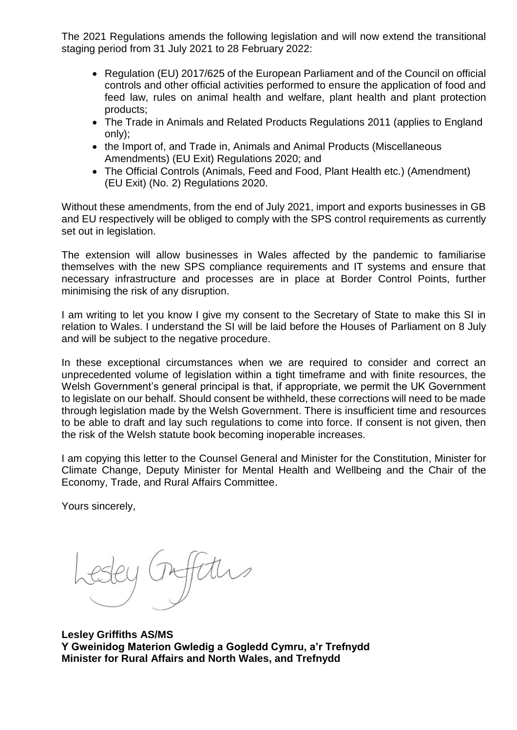The 2021 Regulations amends the following legislation and will now extend the transitional staging period from 31 July 2021 to 28 February 2022:

- Regulation (EU) 2017/625 of the European Parliament and of the Council on official controls and other official activities performed to ensure the application of food and feed law, rules on animal health and welfare, plant health and plant protection products;
- The Trade in Animals and Related Products Regulations 2011 (applies to England only);
- the Import of, and Trade in, Animals and Animal Products (Miscellaneous Amendments) (EU Exit) Regulations 2020; and
- The Official Controls (Animals, Feed and Food, Plant Health etc.) (Amendment) (EU Exit) (No. 2) Regulations 2020.

Without these amendments, from the end of July 2021, import and exports businesses in GB and EU respectively will be obliged to comply with the SPS control requirements as currently set out in legislation.

The extension will allow businesses in Wales affected by the pandemic to familiarise themselves with the new SPS compliance requirements and IT systems and ensure that necessary infrastructure and processes are in place at Border Control Points, further minimising the risk of any disruption.

I am writing to let you know I give my consent to the Secretary of State to make this SI in relation to Wales. I understand the SI will be laid before the Houses of Parliament on 8 July and will be subject to the negative procedure.

In these exceptional circumstances when we are required to consider and correct an unprecedented volume of legislation within a tight timeframe and with finite resources, the Welsh Government's general principal is that, if appropriate, we permit the UK Government to legislate on our behalf. Should consent be withheld, these corrections will need to be made through legislation made by the Welsh Government. There is insufficient time and resources to be able to draft and lay such regulations to come into force. If consent is not given, then the risk of the Welsh statute book becoming inoperable increases.

I am copying this letter to the Counsel General and Minister for the Constitution, Minister for Climate Change, Deputy Minister for Mental Health and Wellbeing and the Chair of the Economy, Trade, and Rural Affairs Committee.

Yours sincerely,

Lesley Griffiths

**Lesley Griffiths AS/MS**
**Y Gweinidog Materion Gwledig a Gogledd Cymru, a'r Trefnydd**
**Minister for Rural Affairs and North Wales, and Trefnydd**